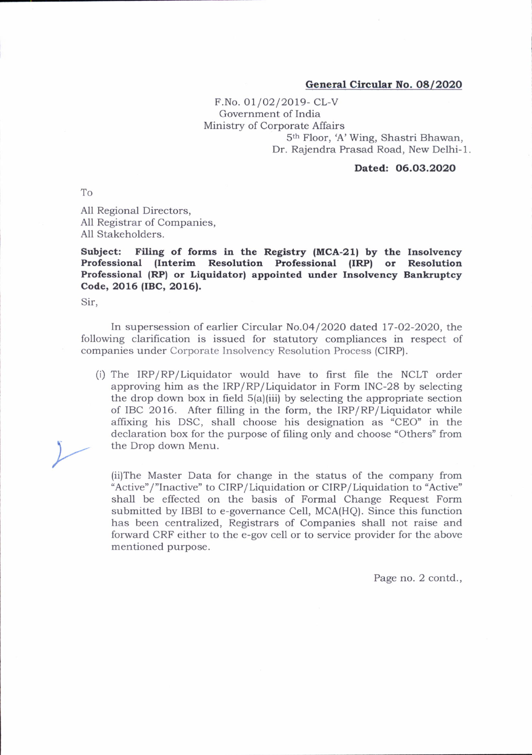**General Circular No. 08/2020**

F.No. 01/02/2019- CL-V
Government of India
Ministry of Corporate Affairs
5th Floor, 'A' Wing, Shastri Bhawan,
Dr. Rajendra Prasad Road, New Delhi-1.

**Dated: 06.03.2020**

To

All Regional Directors,
All Registrar of Companies,
All Stakeholders.

**Subject: Filing of forms in the Registry (MCA-21) by the Insolvency Professional (Interim Resolution Professional (IRP) or Resolution Professional (RP) or Liquidator) appointed under Insolvency Bankruptcy Code, 2016 (IBC, 2016).**

Sir,

In supersession of earlier Circular No.04/2020 dated 17-02-2020, the following clarification is issued for statutory compliances in respect of companies under Corporate Insolvency Resolution Process (CIRP).

(i) The IRP/RP/Liquidator would have to first file the NCLT order approving him as the IRP/RP/Liquidator in Form INC-28 by selecting the drop down box in field 5(a)(iii) by selecting the appropriate section of IBC 2016. After filling in the form, the IRP/RP/Liquidator while affixing his DSC, shall choose his designation as "CEO" in the declaration box for the purpose of filing only and choose "Others" from the Drop down Menu.

(ii)The Master Data for change in the status of the company from "Active"/"Inactive" to CIRP/Liquidation or CIRP/Liquidation to "Active" shall be effected on the basis of Formal Change Request Form submitted by IBBI to e-governance Cell, MCA(HQ). Since this function has been centralized, Registrars of Companies shall not raise and forward CRF either to the e-gov cell or to service provider for the above mentioned purpose.

Page no. 2 contd.,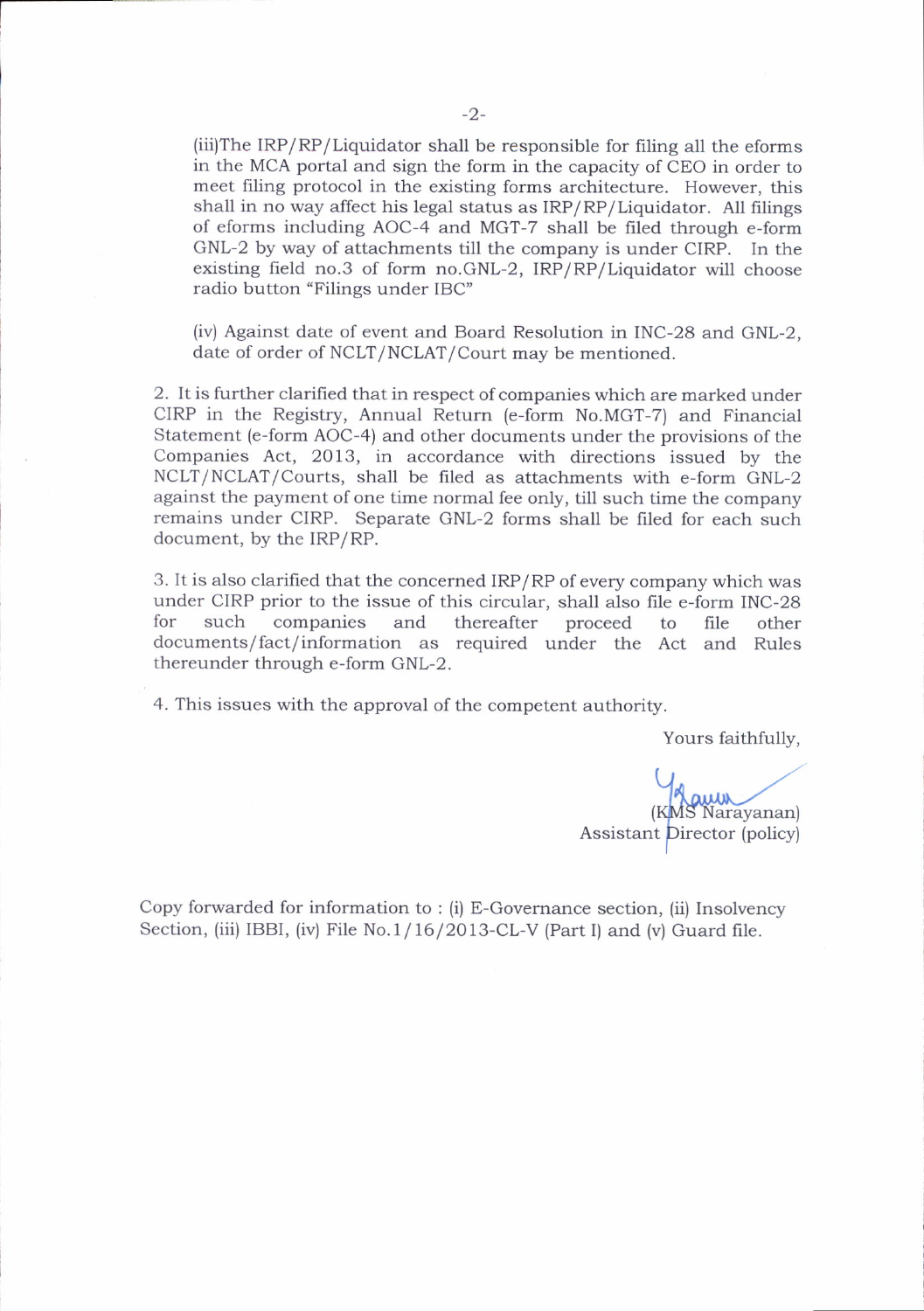(iii)The IRP/RP/Liquidator shall be responsible for filing all the eforms in the MCA portal and sign the form in the capacity of CEO in order to meet filing protocol in the existing forms architecture. However, this shall in no way affect his legal status as IRP/RP/Liquidator. All filings of eforms including AOC-4 and MGT-7 shall be filed through e-form GNL-2 by way of attachments till the company is under CIRP. In the existing field no.3 of form no.GNL-2, IRP/RP/Liquidator will choose radio button "Filings under IBC"

(iv) Against date of event and Board Resolution in INC-28 and GNL-2, date of order of NCLT/NCLAT/Court may be mentioned.

2. It is further clarified that in respect of companies which are marked under CIRP in the Registry, Annual Return (e-form No.MGT-7) and Financial Statement (e-form AOC-4) and other documents under the provisions of the Companies Act, 2013, in accordance with directions issued by the NCLT/NCLAT/Courts, shall be filed as attachments with e-form GNL-2 against the payment of one time normal fee only, till such time the company remains under CIRP. Separate GNL-2 forms shall be filed for each such document, by the IRP/RP.

3. It is also clarified that the concerned IRP/RP of every company which was under CIRP prior to the issue of this circular, shall also file e-form INC-28 for such companies and thereafter proceed to file other documents/fact/information as required under the Act and Rules thereunder through e-form GNL-2.

4. This issues with the approval of the competent authority.

Yours faithfully,

(KMS Narayanan)
Assistant Director (policy)

Copy forwarded for information to : (i) E-Governance section, (ii) Insolvency Section, (iii) IBBI, (iv) File No.1/16/2013-CL-V (Part I) and (v) Guard file.